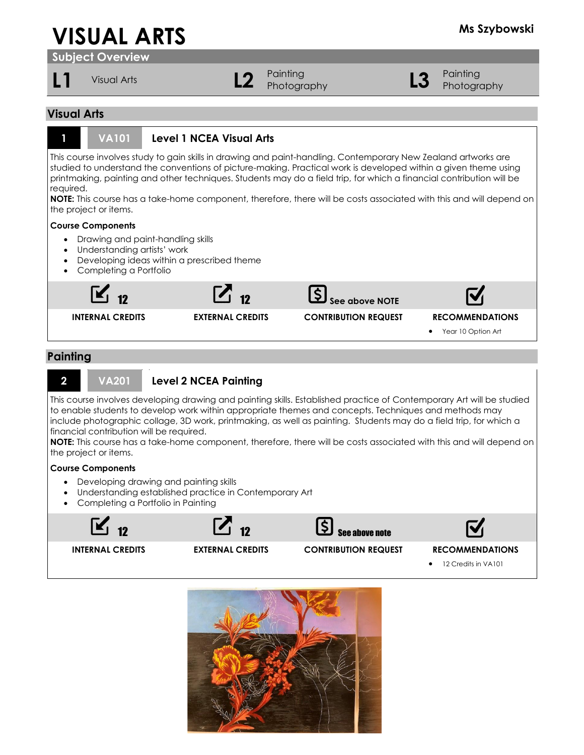# VISUAL ARTS

**Ms Szybowski**

## Subject Overview

| L1 | Visual Arts | L2 | Painting<br>Photography | L3 | Painting<br>Photography |
|---|---|---|---|---|---|

## Visual Arts

### 1 VA101 Level 1 NCEA Visual Arts

This course involves study to gain skills in drawing and paint-handling. Contemporary New Zealand artworks are studied to understand the conventions of picture-making. Practical work is developed within a given theme using printmaking, painting and other techniques. Students may do a field trip, for which a financial contribution will be required.

**NOTE:** This course has a take-home component, therefore, there will be costs associated with this and will depend on the project or items.

**Course Components**

- Drawing and paint-handling skills
- Understanding artists' work
- Developing ideas within a prescribed theme
- Completing a Portfolio

| INTERNAL CREDITS | EXTERNAL CREDITS | CONTRIBUTION REQUEST | RECOMMENDATIONS |
|---|---|---|---|
| 12 | 12 | See above NOTE | • Year 10 Option Art |

## Painting

### 2 VA201 Level 2 NCEA Painting

This course involves developing drawing and painting skills. Established practice of Contemporary Art will be studied to enable students to develop work within appropriate themes and concepts. Techniques and methods may include photographic collage, 3D work, printmaking, as well as painting. Students may do a field trip, for which a financial contribution will be required.

**NOTE:** This course has a take-home component, therefore, there will be costs associated with this and will depend on the project or items.

**Course Components**

- Developing drawing and painting skills
- Understanding established practice in Contemporary Art
- Completing a Portfolio in Painting

| INTERNAL CREDITS | EXTERNAL CREDITS | CONTRIBUTION REQUEST | RECOMMENDATIONS |
|---|---|---|---|
| 12 | 12 | See above note | • 12 Credits in VA101 |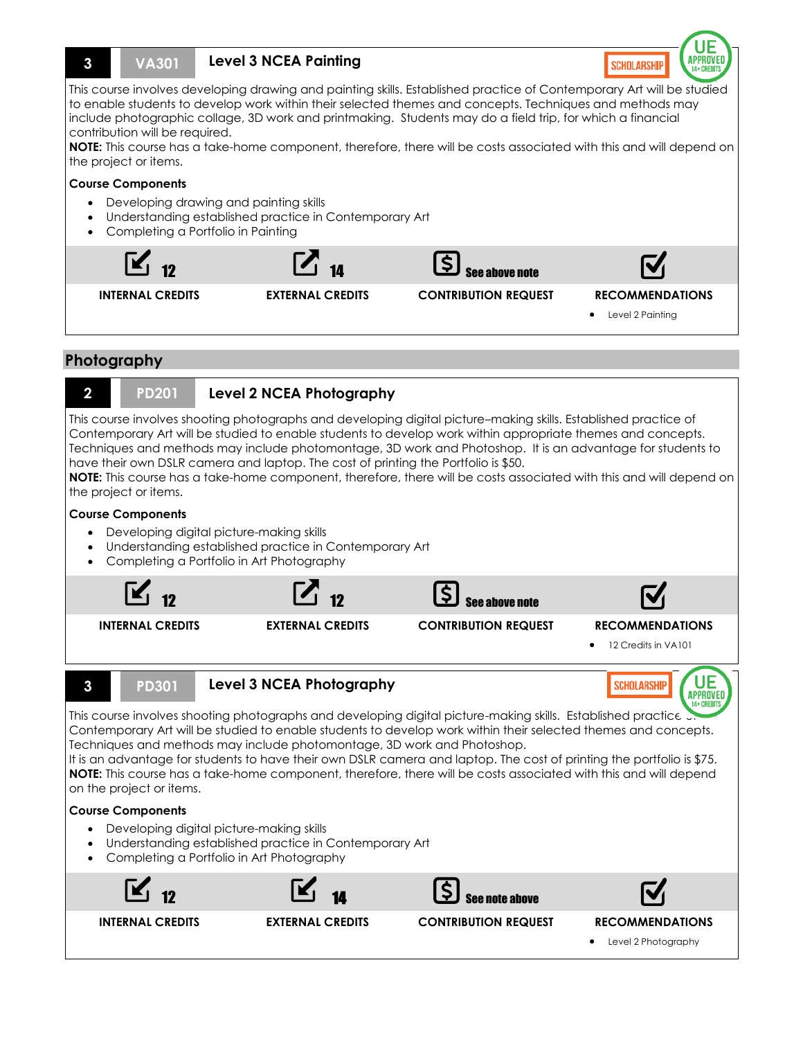## 3 VA301 Level 3 NCEA Painting

SCHOLARSHIP

UE APPROVED 14+ CREDITS

This course involves developing drawing and painting skills. Established practice of Contemporary Art will be studied to enable students to develop work within their selected themes and concepts. Techniques and methods may include photographic collage, 3D work and printmaking. Students may do a field trip, for which a financial contribution will be required.

**NOTE:** This course has a take-home component, therefore, there will be costs associated with this and will depend on the project or items.

**Course Components**

- Developing drawing and painting skills
- Understanding established practice in Contemporary Art
- Completing a Portfolio in Painting

| INTERNAL CREDITS | EXTERNAL CREDITS | CONTRIBUTION REQUEST | RECOMMENDATIONS |
|---|---|---|---|
| 12 | 14 | See above note | • Level 2 Painting |

# Photography

## 2 PD201 Level 2 NCEA Photography

This course involves shooting photographs and developing digital picture–making skills. Established practice of Contemporary Art will be studied to enable students to develop work within appropriate themes and concepts. Techniques and methods may include photomontage, 3D work and Photoshop. It is an advantage for students to have their own DSLR camera and laptop. The cost of printing the Portfolio is $50.

**NOTE:** This course has a take-home component, therefore, there will be costs associated with this and will depend on the project or items.

**Course Components**

- Developing digital picture-making skills
- Understanding established practice in Contemporary Art
- Completing a Portfolio in Art Photography

| INTERNAL CREDITS | EXTERNAL CREDITS | CONTRIBUTION REQUEST | RECOMMENDATIONS |
|---|---|---|---|
| 12 | 12 | See above note | • 12 Credits in VA101 |

## 3 PD301 Level 3 NCEA Photography

SCHOLARSHIP

UE APPROVED 14+ CREDITS

This course involves shooting photographs and developing digital picture-making skills. Established practice of Contemporary Art will be studied to enable students to develop work within their selected themes and concepts. Techniques and methods may include photomontage, 3D work and Photoshop.

It is an advantage for students to have their own DSLR camera and laptop. The cost of printing the portfolio is $75.

**NOTE:** This course has a take-home component, therefore, there will be costs associated with this and will depend on the project or items.

**Course Components**

- Developing digital picture-making skills
- Understanding established practice in Contemporary Art
- Completing a Portfolio in Art Photography

| INTERNAL CREDITS | EXTERNAL CREDITS | CONTRIBUTION REQUEST | RECOMMENDATIONS |
|---|---|---|---|
| 12 | 14 | See note above | • Level 2 Photography |